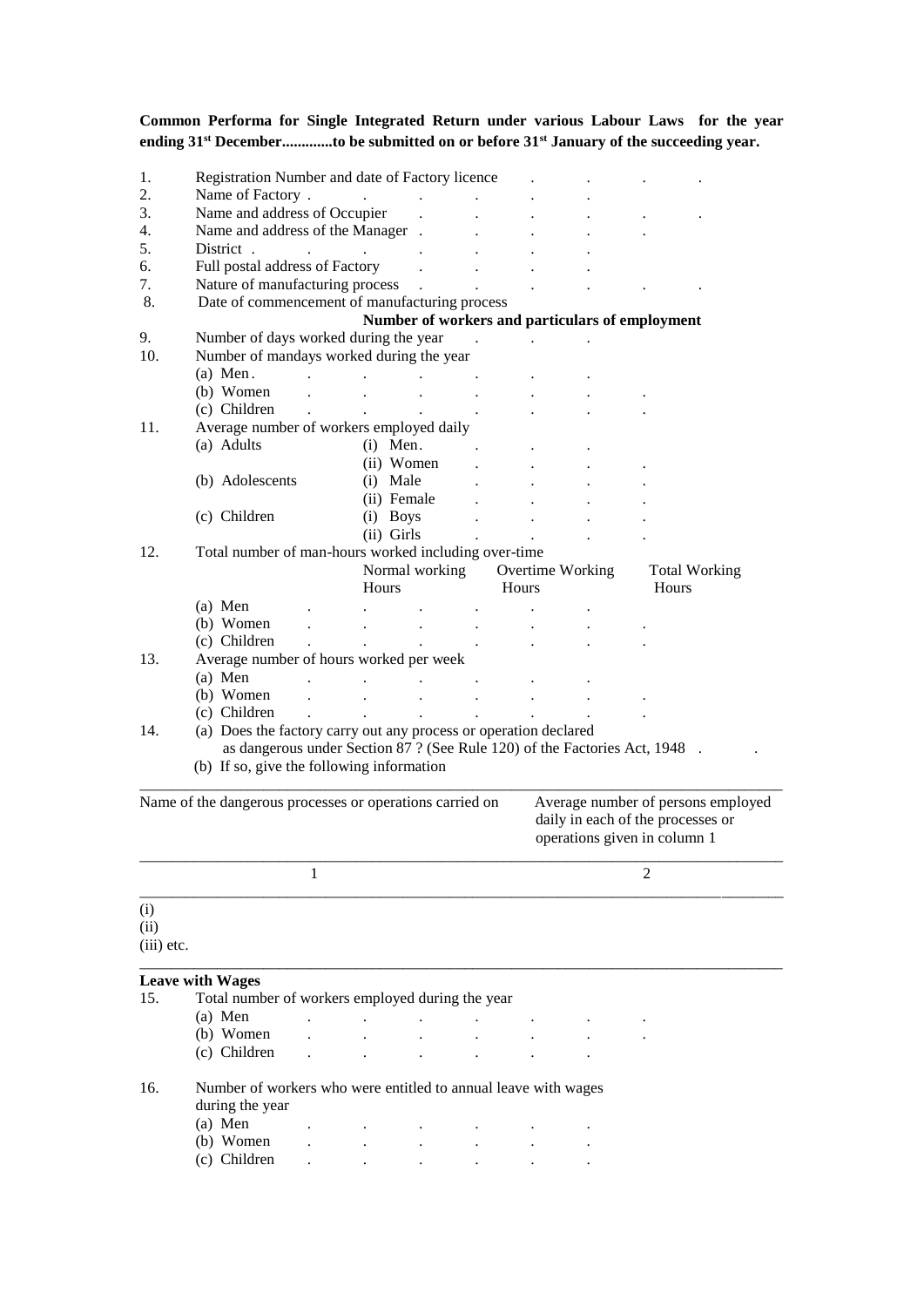**Common Performa for Single Integrated Return under various Labour Laws for the year ending 31st December............to be submitted on or before 31st January of the succeeding year.**

1. Registration Number and date of Factory licence . . . . .
2. Name of Factory . . . . . . .
3. Name and address of Occupier . . . . . .
4. Name and address of the Manager . . . . .
5. District . . . . . . .
6. Full postal address of Factory . . . .
7. Nature of manufacturing process . . . . . .
8. Date of commencement of manufacturing process

**Number of workers and particulars of employment**

9. Number of days worked during the year . . .
10. Number of mandays worked during the year
    - (a) Men . . . . . . .
    - (b) Women . . . . . . .
    - (c) Children . . . . . . .
11. Average number of workers employed daily
    - (a) Adults
      - (i) Men. . . .
      - (ii) Women . . . .
    - (b) Adolescents
      - (i) Male . . . .
      - (ii) Female . . . .
    - (c) Children
      - (i) Boys . . . .
      - (ii) Girls . . . .
12. Total number of man-hours worked including over-time

| | Normal working Hours | Overtime Working Hours | Total Working Hours |
|---|---|---|---|
| (a) Men | | | |
| (b) Women | | | |
| (c) Children | | | |

13. Average number of hours worked per week
    - (a) Men . . . . . .
    - (b) Women . . . . . . .
    - (c) Children . . . . . . .
14. (a) Does the factory carry out any process or operation declared as dangerous under Section 87 ? (See Rule 120) of the Factories Act, 1948 . .

    (b) If so, give the following information

| Name of the dangerous processes or operations carried on | Average number of persons employed daily in each of the processes or operations given in column 1 |
|---|---|
| 1 | 2 |
| (i) | |
| (ii) | |
| (iii) etc. | |

**Leave with Wages**

15. Total number of workers employed during the year
    - (a) Men . . . . . . .
    - (b) Women . . . . . . .
    - (c) Children . . . . . .
16. Number of workers who were entitled to annual leave with wages during the year
    - (a) Men . . . . . .
    - (b) Women . . . . . .
    - (c) Children . . . . . .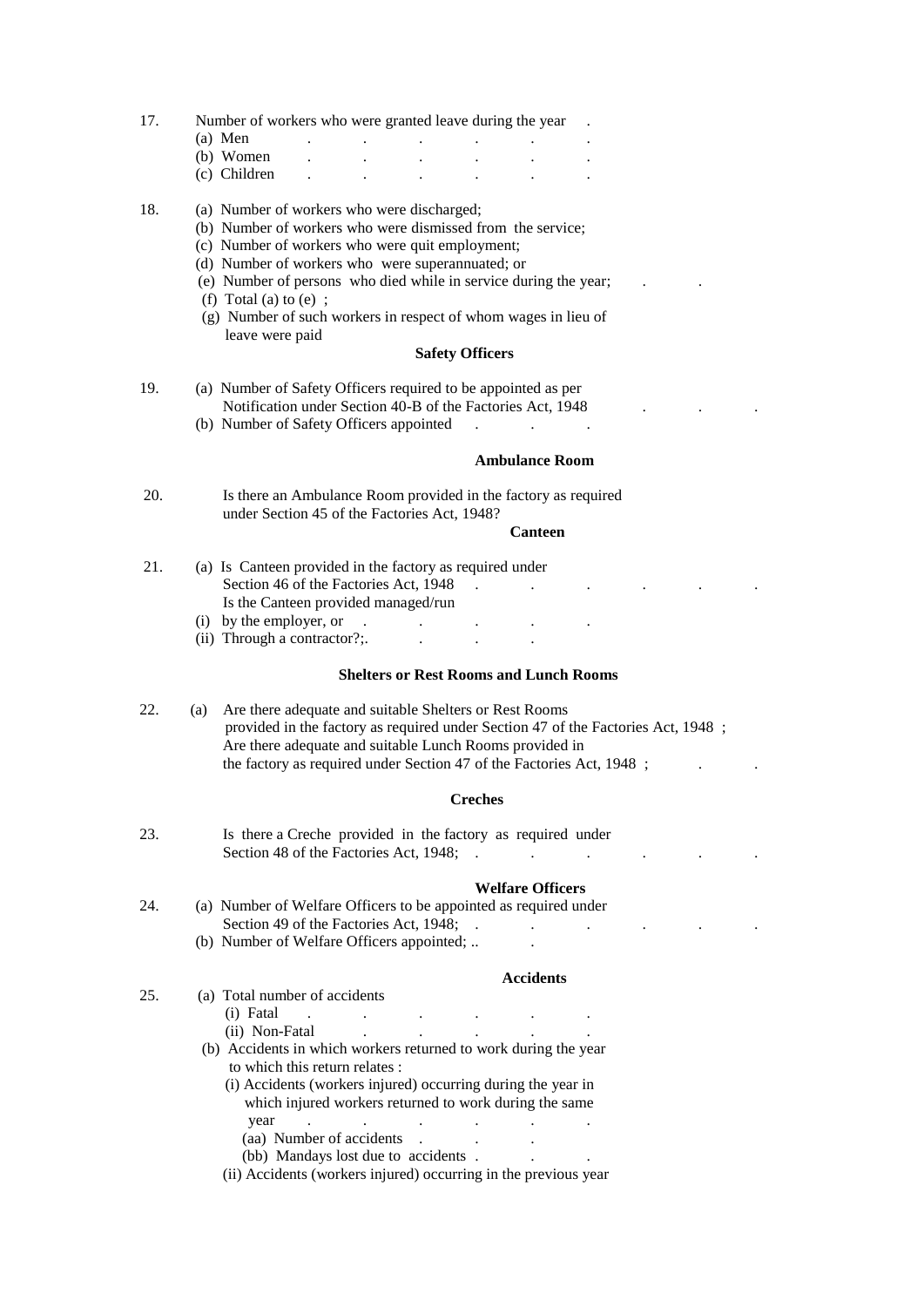17. Number of workers who were granted leave during the year .
    - (a) Men . . . . . .
    - (b) Women . . . . . .
    - (c) Children . . . . . .

18. (a) Number of workers who were discharged;
    - (b) Number of workers who were dismissed from the service;
    - (c) Number of workers who were quit employment;
    - (d) Number of workers who were superannuated; or
    - (e) Number of persons who died while in service during the year; . .
    - (f) Total (a) to (e) ;
    - (g) Number of such workers in respect of whom wages in lieu of leave were paid

**Safety Officers**

19. (a) Number of Safety Officers required to be appointed as per Notification under Section 40-B of the Factories Act, 1948 . . .
    - (b) Number of Safety Officers appointed . . .

**Ambulance Room**

20. Is there an Ambulance Room provided in the factory as required under Section 45 of the Factories Act, 1948?

**Canteen**

21. (a) Is Canteen provided in the factory as required under Section 46 of the Factories Act, 1948 . . . . . .
    Is the Canteen provided managed/run
    - (i) by the employer, or . . . . .
    - (ii) Through a contractor?;. . . .

**Shelters or Rest Rooms and Lunch Rooms**

22. (a) Are there adequate and suitable Shelters or Rest Rooms provided in the factory as required under Section 47 of the Factories Act, 1948 ;
    Are there adequate and suitable Lunch Rooms provided in the factory as required under Section 47 of the Factories Act, 1948 ; . .

**Creches**

23. Is there a Creche provided in the factory as required under Section 48 of the Factories Act, 1948; . . . . . .

**Welfare Officers**

24. (a) Number of Welfare Officers to be appointed as required under Section 49 of the Factories Act, 1948; . . . . . .
    - (b) Number of Welfare Officers appointed; .. .

**Accidents**

25. (a) Total number of accidents
    - (i) Fatal . . . . . .
    - (ii) Non-Fatal . . . . .
    
    (b) Accidents in which workers returned to work during the year to which this return relates :
    - (i) Accidents (workers injured) occurring during the year in which injured workers returned to work during the same year . . . . . .
        - (aa) Number of accidents . . .
        - (bb) Mandays lost due to accidents . . .
    - (ii) Accidents (workers injured) occurring in the previous year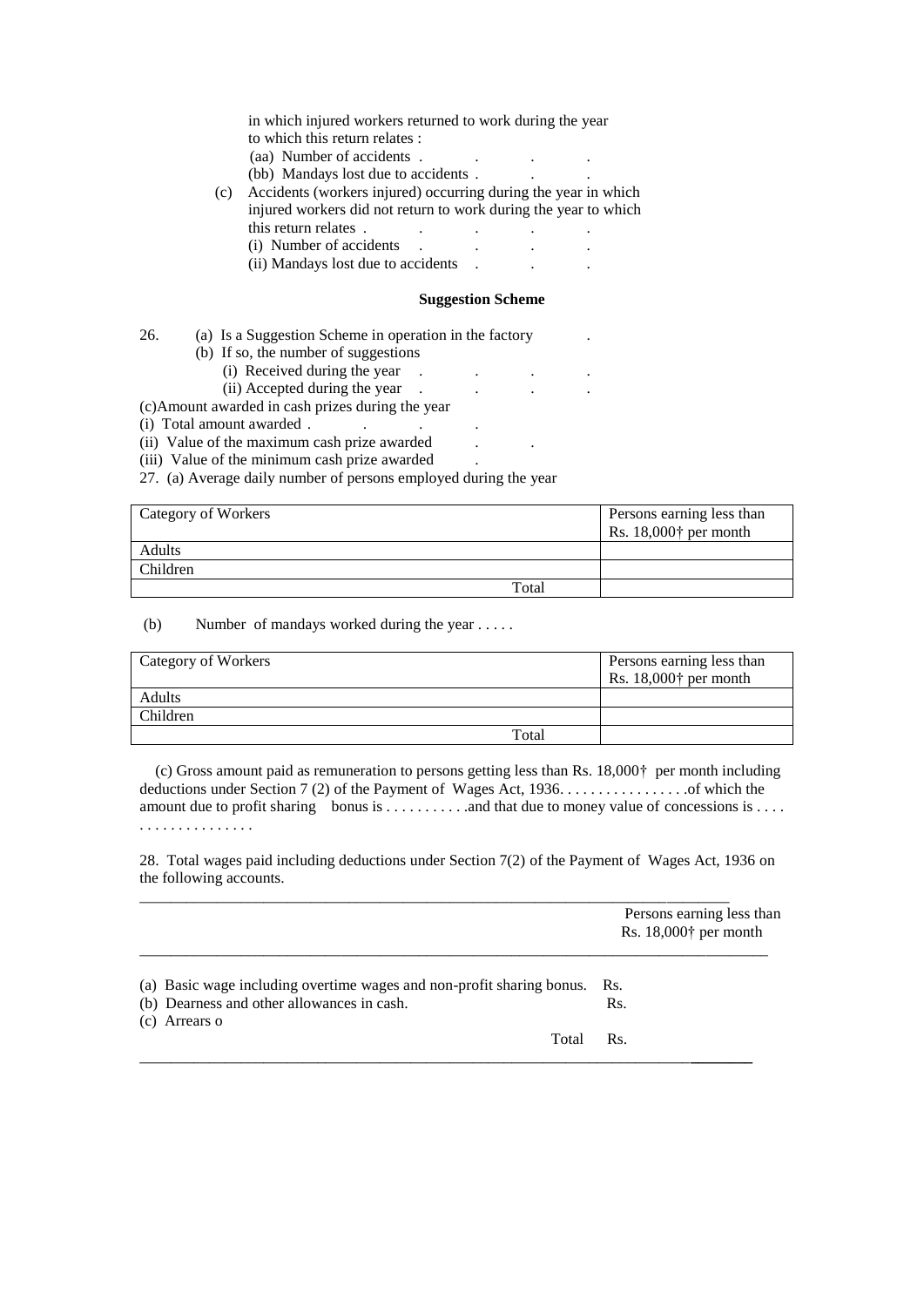in which injured workers returned to work during the year to which this return relates :

(aa) Number of accidents . . . .

(bb) Mandays lost due to accidents . . .

(c) Accidents (workers injured) occurring during the year in which injured workers did not return to work during the year to which this return relates . . . . .

(i) Number of accidents . . . .

(ii) Mandays lost due to accidents . . .

### Suggestion Scheme

26. (a) Is a Suggestion Scheme in operation in the factory .

(b) If so, the number of suggestions

(i) Received during the year . . . .

(ii) Accepted during the year . . . .

(c)Amount awarded in cash prizes during the year

(i) Total amount awarded . . . .

(ii) Value of the maximum cash prize awarded . .

(iii) Value of the minimum cash prize awarded .

27. (a) Average daily number of persons employed during the year

| Category of Workers | Persons earning less than Rs. 18,000† per month |
|---|---|
| Adults | |
| Children | |
| Total | |

(b) Number of mandays worked during the year . . . . .

| Category of Workers | Persons earning less than Rs. 18,000† per month |
|---|---|
| Adults | |
| Children | |
| Total | |

(c) Gross amount paid as remuneration to persons getting less than Rs. 18,000† per month including deductions under Section 7 (2) of the Payment of Wages Act, 1936. . . . . . . . . . . . . . . . .of which the amount due to profit sharing bonus is . . . . . . . . . . .and that due to money value of concessions is . . . . . . . . . . . . . . . . . .

28. Total wages paid including deductions under Section 7(2) of the Payment of Wages Act, 1936 on the following accounts.

| | Persons earning less than Rs. 18,000† per month |
|---|---|
| (a) Basic wage including overtime wages and non-profit sharing bonus. | Rs. |
| (b) Dearness and other allowances in cash. | Rs. |
| (c) Arrears o | |
| Total | Rs. |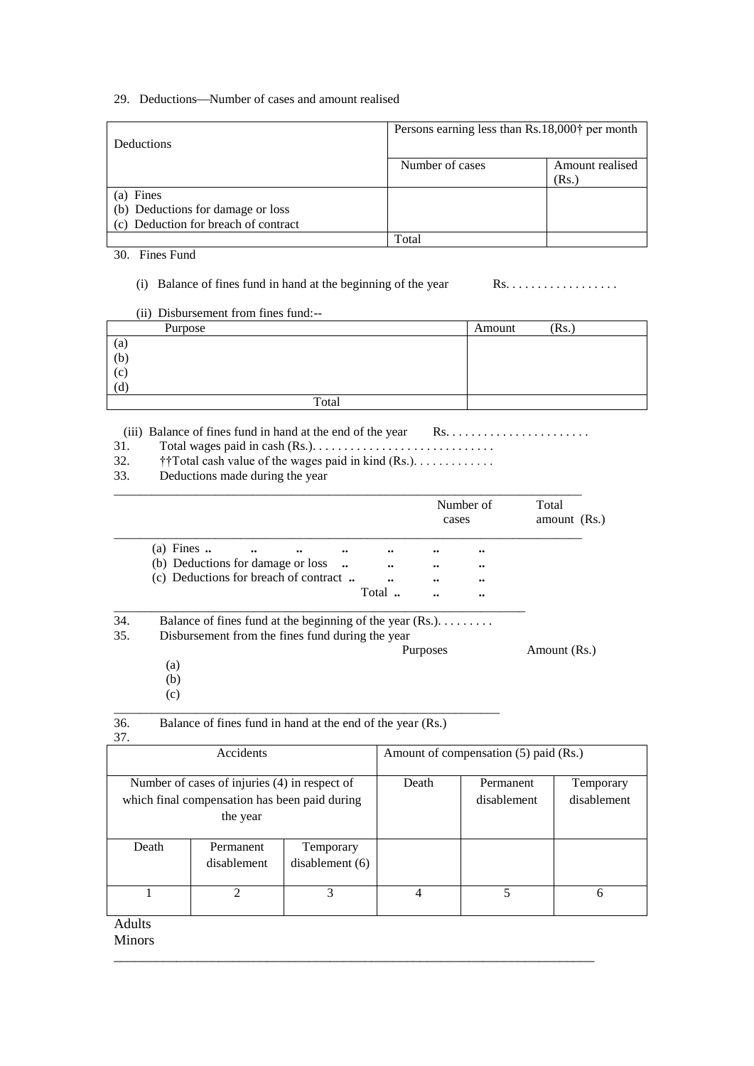29. Deductions—Number of cases and amount realised

| Deductions | Persons earning less than Rs.18,000† per month | |
|---|---|---|
| | Number of cases | Amount realised (Rs.) |
| (a) Fines<br>(b) Deductions for damage or loss<br>(c) Deduction for breach of contract | | |
| | Total | |

30. Fines Fund

(i) Balance of fines fund in hand at the beginning of the year Rs. . . . . . . . . . . . . . . . . .

(ii) Disbursement from fines fund:--

| Purpose | Amount (Rs.) |
|---|---|
| (a)<br>(b)<br>(c)<br>(d) | |
| Total | |

(iii) Balance of fines fund in hand at the end of the year Rs. . . . . . . . . . . . . . . . . . . . . . .

31. Total wages paid in cash (Rs.). . . . . . . . . . . . . . . . . . . . . . . . . . . .

32. ††Total cash value of the wages paid in kind (Rs.). . . . . . . . . . . . .

33. Deductions made during the year

| | Number of cases | Total amount (Rs.) |
|---|---|---|
| (a) Fines .. .. .. .. .. .. .. | | |
| (b) Deductions for damage or loss .. .. .. .. | | |
| (c) Deductions for breach of contract .. .. .. .. | | |
| Total .. .. .. | | |

34. Balance of fines fund at the beginning of the year (Rs.). . . . . . . . .

35. Disbursement from the fines fund during the year

| | Purposes | Amount (Rs.) |
|---|---|---|
| (a) | | |
| (b) | | |
| (c) | | |

36. Balance of fines fund in hand at the end of the year (Rs.)

37.

| Accidents | | | Amount of compensation (5) paid (Rs.) | | |
|---|---|---|---|---|---|
| Number of cases of injuries (4) in respect of which final compensation has been paid during the year | | | Death | Permanent disablement | Temporary disablement |
| Death | Permanent disablement | Temporary disablement (6) | | | |
| 1 | 2 | 3 | 4 | 5 | 6 |

Adults

Minors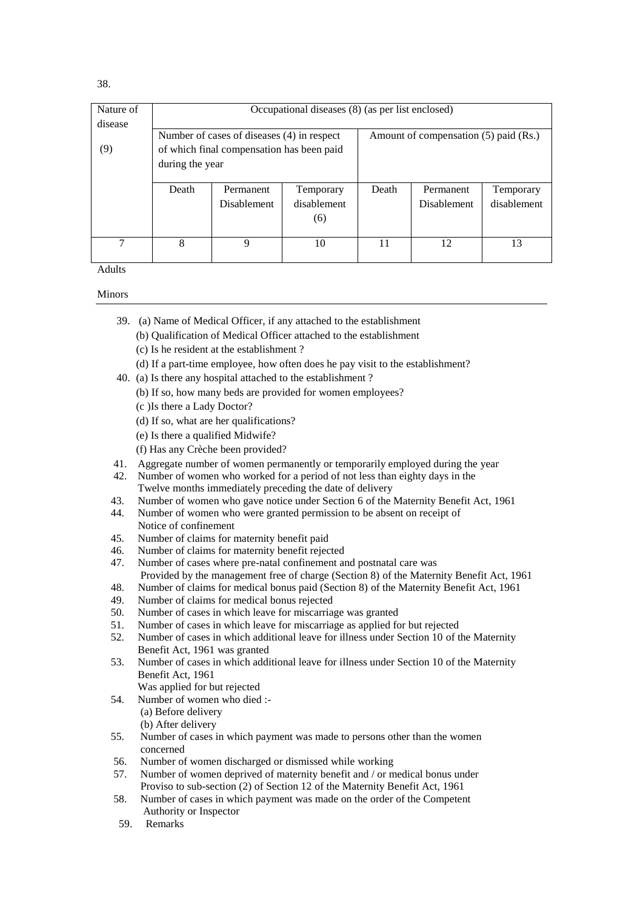38.

| Nature of disease (9) | Occupational diseases (8) (as per list enclosed) | | | | | |
|---|---|---|---|---|---|---|
| | Number of cases of diseases (4) in respect of which final compensation has been paid during the year | | | Amount of compensation (5) paid (Rs.) | | |
| | Death | Permanent Disablement | Temporary disablement (6) | Death | Permanent Disablement | Temporary disablement |
| 7 | 8 | 9 | 10 | 11 | 12 | 13 |
| Adults | | | | | | |
| Minors | | | | | | |

39. (a) Name of Medical Officer, if any attached to the establishment
    (b) Qualification of Medical Officer attached to the establishment
    (c) Is he resident at the establishment ?
    (d) If a part-time employee, how often does he pay visit to the establishment?
40. (a) Is there any hospital attached to the establishment ?
    (b) If so, how many beds are provided for women employees?
    (c )Is there a Lady Doctor?
    (d) If so, what are her qualifications?
    (e) Is there a qualified Midwife?
    (f) Has any Crèche been provided?
41. Aggregate number of women permanently or temporarily employed during the year
42. Number of women who worked for a period of not less than eighty days in the Twelve months immediately preceding the date of delivery
43. Number of women who gave notice under Section 6 of the Maternity Benefit Act, 1961
44. Number of women who were granted permission to be absent on receipt of Notice of confinement
45. Number of claims for maternity benefit paid
46. Number of claims for maternity benefit rejected
47. Number of cases where pre-natal confinement and postnatal care was Provided by the management free of charge (Section 8) of the Maternity Benefit Act, 1961
48. Number of claims for medical bonus paid (Section 8) of the Maternity Benefit Act, 1961
49. Number of claims for medical bonus rejected
50. Number of cases in which leave for miscarriage was granted
51. Number of cases in which leave for miscarriage as applied for but rejected
52. Number of cases in which additional leave for illness under Section 10 of the Maternity Benefit Act, 1961 was granted
53. Number of cases in which additional leave for illness under Section 10 of the Maternity Benefit Act, 1961 Was applied for but rejected
54. Number of women who died :-
    (a) Before delivery
    (b) After delivery
55. Number of cases in which payment was made to persons other than the women concerned
56. Number of women discharged or dismissed while working
57. Number of women deprived of maternity benefit and / or medical bonus under Proviso to sub-section (2) of Section 12 of the Maternity Benefit Act, 1961
58. Number of cases in which payment was made on the order of the Competent Authority or Inspector
59. Remarks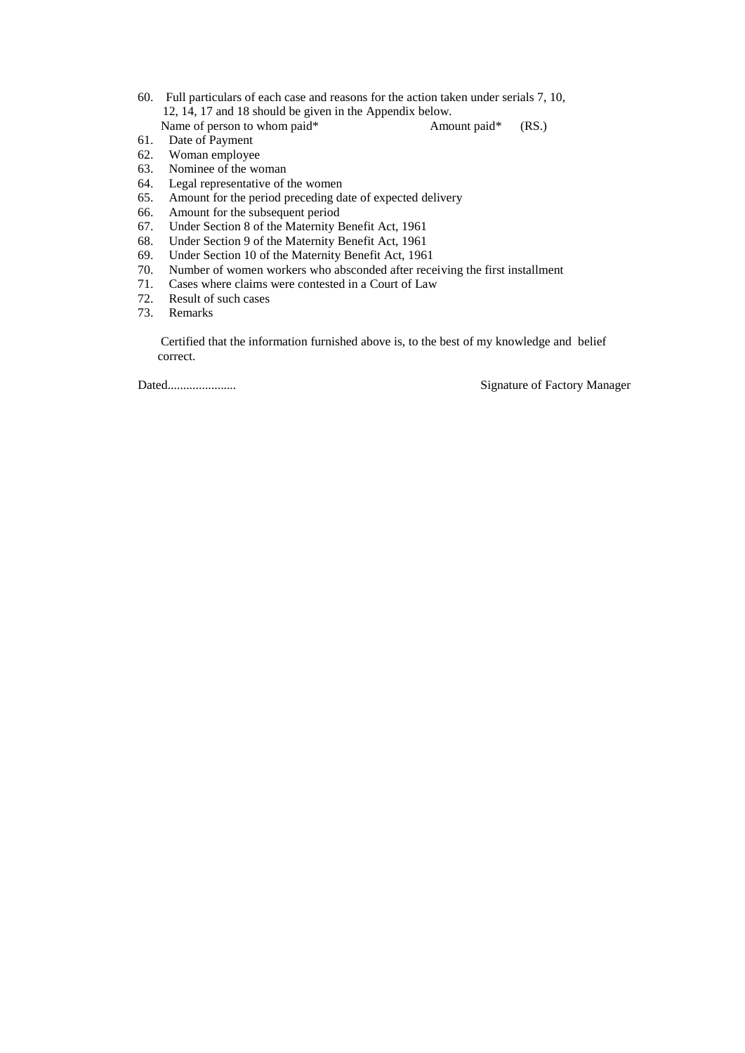60. Full particulars of each case and reasons for the action taken under serials 7, 10, 12, 14, 17 and 18 should be given in the Appendix below.

    Name of person to whom paid* Amount paid* (RS.)

61. Date of Payment
62. Woman employee
63. Nominee of the woman
64. Legal representative of the women
65. Amount for the period preceding date of expected delivery
66. Amount for the subsequent period
67. Under Section 8 of the Maternity Benefit Act, 1961
68. Under Section 9 of the Maternity Benefit Act, 1961
69. Under Section 10 of the Maternity Benefit Act, 1961
70. Number of women workers who absconded after receiving the first installment
71. Cases where claims were contested in a Court of Law
72. Result of such cases
73. Remarks

Certified that the information furnished above is, to the best of my knowledge and belief correct.

Dated...................... Signature of Factory Manager